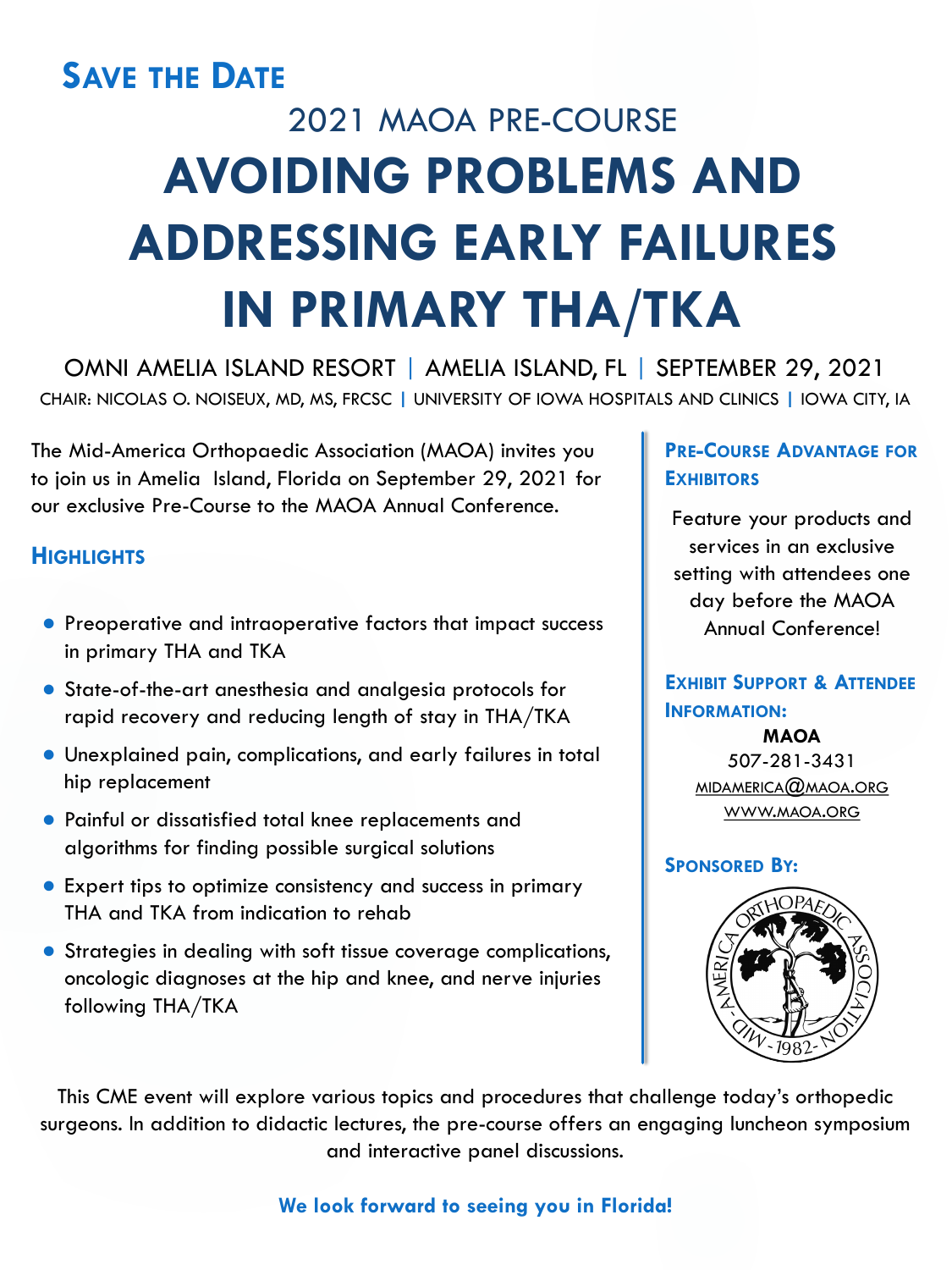**SAVE THE DATE**

## 2021 MAOA PRE-COURSE

# AVOIDING PROBLEMS AND ADDRESSING EARLY FAILURES IN PRIMARY THA/TKA

OMNI AMELIA ISLAND RESORT | AMELIA ISLAND, FL | SEPTEMBER 29, 2021

CHAIR: NICOLAS O. NOISEUX, MD, MS, FRCSC | UNIVERSITY OF IOWA HOSPITALS AND CLINICS | IOWA CITY, IA

The Mid-America Orthopaedic Association (MAOA) invites you to join us in Amelia Island, Florida on September 29, 2021 for our exclusive Pre-Course to the MAOA Annual Conference.

### HIGHLIGHTS

- Preoperative and intraoperative factors that impact success in primary THA and TKA
- State-of-the-art anesthesia and analgesia protocols for rapid recovery and reducing length of stay in THA/TKA
- Unexplained pain, complications, and early failures in total hip replacement
- Painful or dissatisfied total knee replacements and algorithms for finding possible surgical solutions
- Expert tips to optimize consistency and success in primary THA and TKA from indication to rehab
- Strategies in dealing with soft tissue coverage complications, oncologic diagnoses at the hip and knee, and nerve injuries following THA/TKA

### PRE-COURSE ADVANTAGE FOR EXHIBITORS

Feature your products and services in an exclusive setting with attendees one day before the MAOA Annual Conference!

### EXHIBIT SUPPORT & ATTENDEE INFORMATION:

**MAOA**
507-281-3431
MIDAMERICA@MAOA.ORG
WWW.MAOA.ORG

### SPONSORED BY:

MID-AMERICA ORTHOPAEDIC ASSOCIATION - 1982 -

This CME event will explore various topics and procedures that challenge today's orthopedic surgeons. In addition to didactic lectures, the pre-course offers an engaging luncheon symposium and interactive panel discussions.

**We look forward to seeing you in Florida!**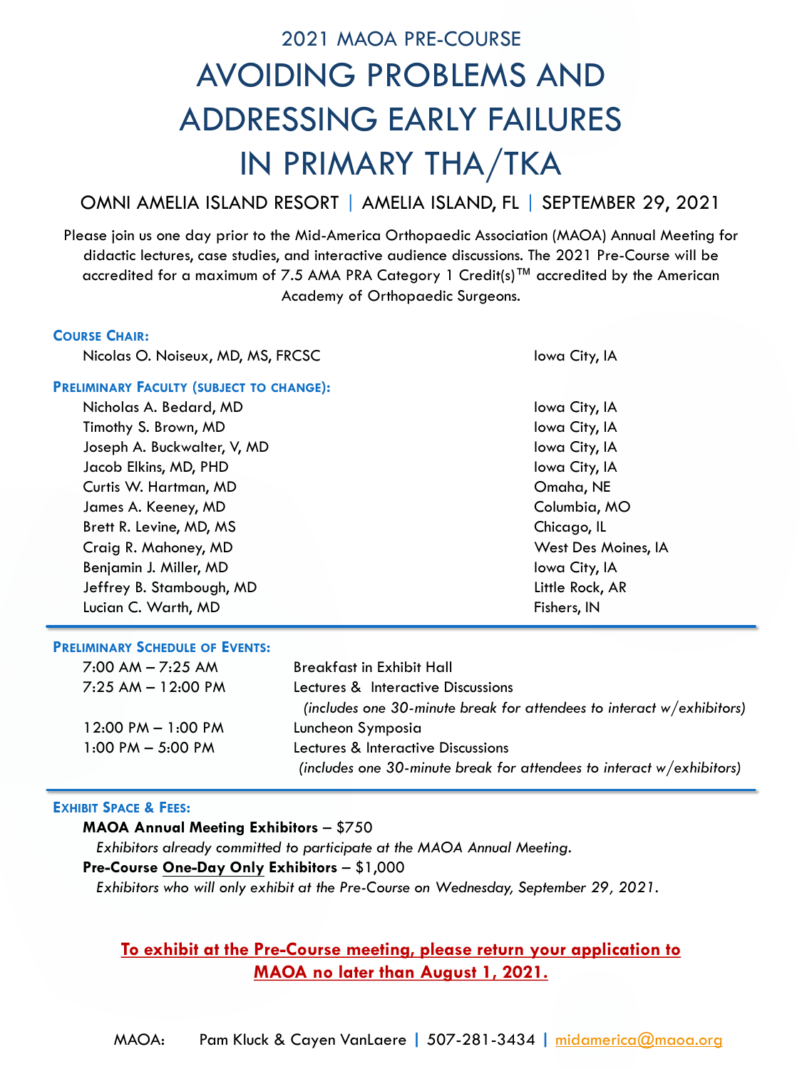# 2021 MAOA PRE-COURSE

# AVOIDING PROBLEMS AND ADDRESSING EARLY FAILURES IN PRIMARY THA/TKA

## OMNI AMELIA ISLAND RESORT | AMELIA ISLAND, FL | SEPTEMBER 29, 2021

Please join us one day prior to the Mid-America Orthopaedic Association (MAOA) Annual Meeting for didactic lectures, case studies, and interactive audience discussions. The 2021 Pre-Course will be accredited for a maximum of 7.5 AMA PRA Category 1 Credit(s)™ accredited by the American Academy of Orthopaedic Surgeons.

### COURSE CHAIR:

| | |
|---|---|
| Nicolas O. Noiseux, MD, MS, FRCSC | Iowa City, IA |

### PRELIMINARY FACULTY (SUBJECT TO CHANGE):

| | |
|---|---|
| Nicholas A. Bedard, MD | Iowa City, IA |
| Timothy S. Brown, MD | Iowa City, IA |
| Joseph A. Buckwalter, V, MD | Iowa City, IA |
| Jacob Elkins, MD, PHD | Iowa City, IA |
| Curtis W. Hartman, MD | Omaha, NE |
| James A. Keeney, MD | Columbia, MO |
| Brett R. Levine, MD, MS | Chicago, IL |
| Craig R. Mahoney, MD | West Des Moines, IA |
| Benjamin J. Miller, MD | Iowa City, IA |
| Jeffrey B. Stambough, MD | Little Rock, AR |
| Lucian C. Warth, MD | Fishers, IN |

### PRELIMINARY SCHEDULE OF EVENTS:

| | |
|---|---|
| 7:00 AM – 7:25 AM | Breakfast in Exhibit Hall |
| 7:25 AM – 12:00 PM | Lectures & Interactive Discussions *(includes one 30-minute break for attendees to interact w/exhibitors)* |
| 12:00 PM – 1:00 PM | Luncheon Symposia |
| 1:00 PM – 5:00 PM | Lectures & Interactive Discussions *(includes one 30-minute break for attendees to interact w/exhibitors)* |

### EXHIBIT SPACE & FEES:

**MAOA Annual Meeting Exhibitors** – $750
*Exhibitors already committed to participate at the MAOA Annual Meeting.*

**Pre-Course One-Day Only Exhibitors** – $1,000
*Exhibitors who will only exhibit at the Pre-Course on Wednesday, September 29, 2021.*

**To exhibit at the Pre-Course meeting, please return your application to MAOA no later than August 1, 2021.**

MAOA: Pam Kluck & Cayen VanLaere | 507-281-3434 | midamerica@maoa.org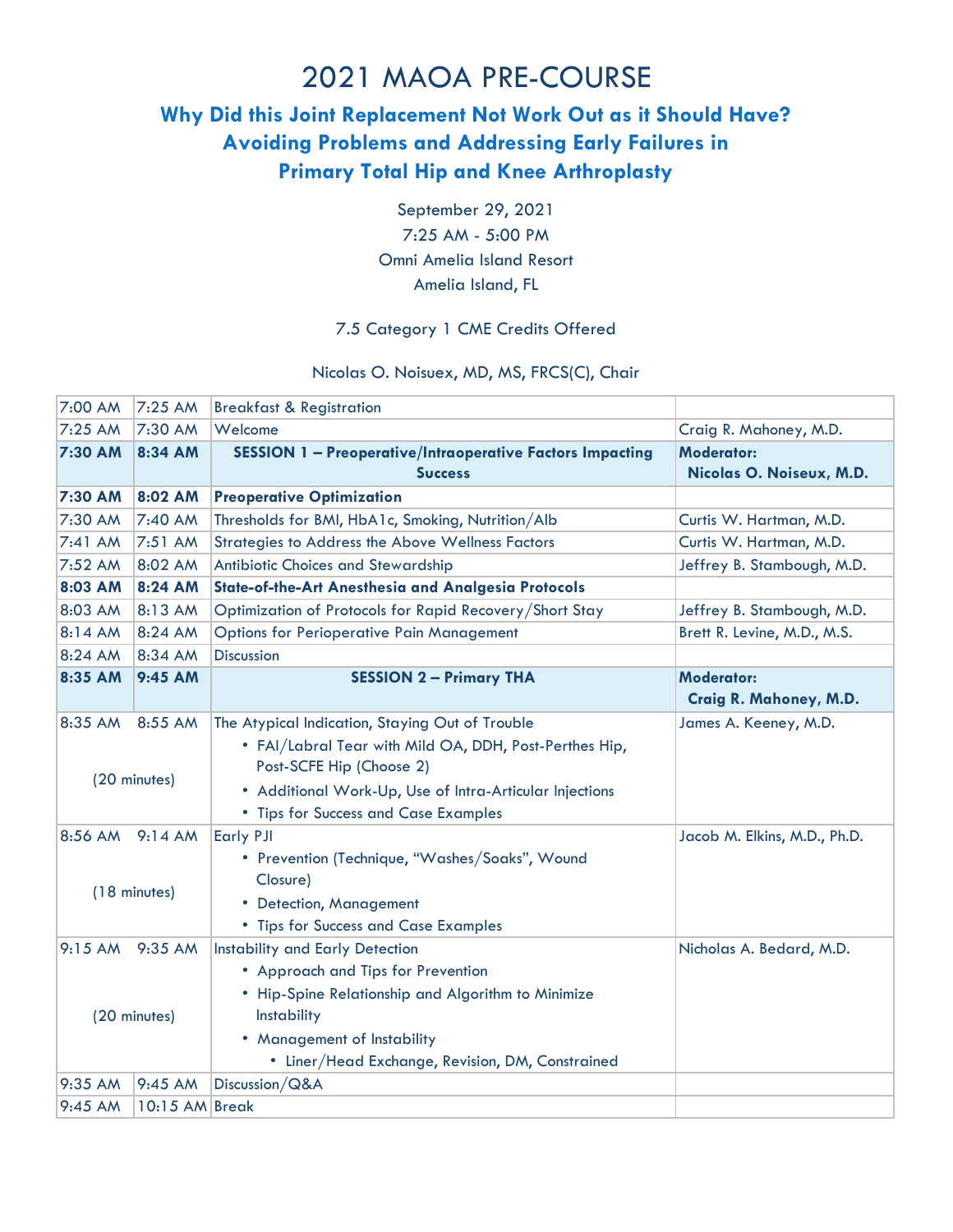# 2021 MAOA PRE-COURSE

## Why Did this Joint Replacement Not Work Out as it Should Have? Avoiding Problems and Addressing Early Failures in Primary Total Hip and Knee Arthroplasty

September 29, 2021
7:25 AM - 5:00 PM
Omni Amelia Island Resort
Amelia Island, FL

7.5 Category 1 CME Credits Offered

Nicolas O. Noisuex, MD, MS, FRCS(C), Chair

| Start | End | Topic | Speaker |
|---|---|---|---|
| 7:00 AM | 7:25 AM | Breakfast & Registration | |
| 7:25 AM | 7:30 AM | Welcome | Craig R. Mahoney, M.D. |
| **7:30 AM** | **8:34 AM** | **SESSION 1 – Preoperative/Intraoperative Factors Impacting Success** | **Moderator: Nicolas O. Noiseux, M.D.** |
| **7:30 AM** | **8:02 AM** | **Preoperative Optimization** | |
| 7:30 AM | 7:40 AM | Thresholds for BMI, HbA1c, Smoking, Nutrition/Alb | Curtis W. Hartman, M.D. |
| 7:41 AM | 7:51 AM | Strategies to Address the Above Wellness Factors | Curtis W. Hartman, M.D. |
| 7:52 AM | 8:02 AM | Antibiotic Choices and Stewardship | Jeffrey B. Stambough, M.D. |
| **8:03 AM** | **8:24 AM** | **State-of-the-Art Anesthesia and Analgesia Protocols** | |
| 8:03 AM | 8:13 AM | Optimization of Protocols for Rapid Recovery/Short Stay | Jeffrey B. Stambough, M.D. |
| 8:14 AM | 8:24 AM | Options for Perioperative Pain Management | Brett R. Levine, M.D., M.S. |
| 8:24 AM | 8:34 AM | Discussion | |
| **8:35 AM** | **9:45 AM** | **SESSION 2 – Primary THA** | **Moderator: Craig R. Mahoney, M.D.** |
| 8:35 AM (20 minutes) | 8:55 AM | The Atypical Indication, Staying Out of Trouble<br>• FAI/Labral Tear with Mild OA, DDH, Post-Perthes Hip, Post-SCFE Hip (Choose 2)<br>• Additional Work-Up, Use of Intra-Articular Injections<br>• Tips for Success and Case Examples | James A. Keeney, M.D. |
| 8:56 AM (18 minutes) | 9:14 AM | Early PJI<br>• Prevention (Technique, "Washes/Soaks", Wound Closure)<br>• Detection, Management<br>• Tips for Success and Case Examples | Jacob M. Elkins, M.D., Ph.D. |
| 9:15 AM (20 minutes) | 9:35 AM | Instability and Early Detection<br>• Approach and Tips for Prevention<br>• Hip-Spine Relationship and Algorithm to Minimize Instability<br>• Management of Instability<br>  • Liner/Head Exchange, Revision, DM, Constrained | Nicholas A. Bedard, M.D. |
| 9:35 AM | 9:45 AM | Discussion/Q&A | |
| 9:45 AM | 10:15 AM | Break | |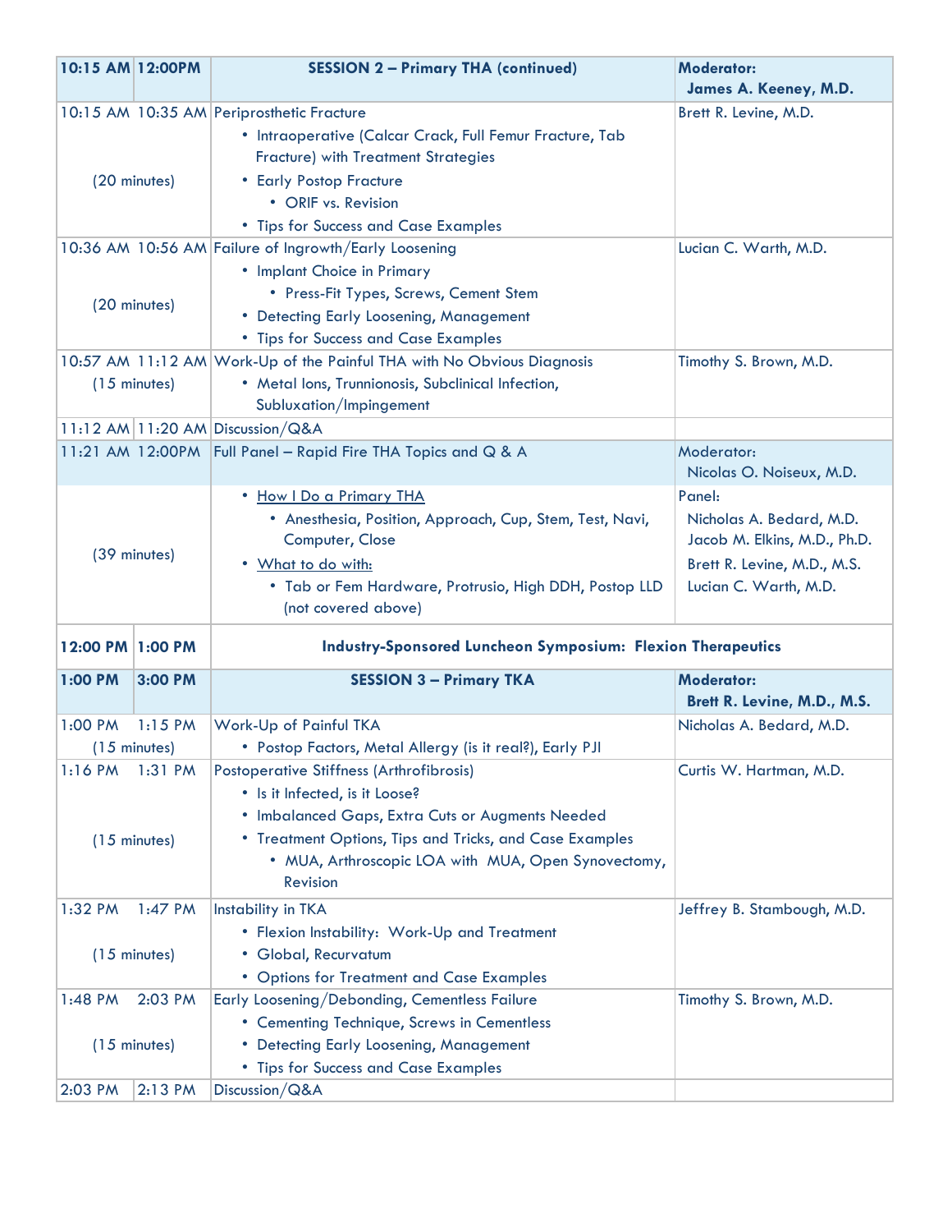| Start | End | Session / Topic | Speaker |
|---|---|---|---|
| **10:15 AM** | **12:00PM** | **SESSION 2 – Primary THA (continued)** | **Moderator:** **James A. Keeney, M.D.** |
| 10:15 AM | 10:35 AM | Periprosthetic Fracture<br>• Intraoperative (Calcar Crack, Full Femur Fracture, Tab Fracture) with Treatment Strategies<br>• Early Postop Fracture<br>&nbsp;&nbsp;• ORIF vs. Revision<br>• Tips for Success and Case Examples | Brett R. Levine, M.D. |
| (20 minutes) | | | |
| 10:36 AM | 10:56 AM | Failure of Ingrowth/Early Loosening<br>• Implant Choice in Primary<br>&nbsp;&nbsp;• Press-Fit Types, Screws, Cement Stem<br>• Detecting Early Loosening, Management<br>• Tips for Success and Case Examples | Lucian C. Warth, M.D. |
| (20 minutes) | | | |
| 10:57 AM | 11:12 AM | Work-Up of the Painful THA with No Obvious Diagnosis<br>• Metal Ions, Trunnionosis, Subclinical Infection, Subluxation/Impingement | Timothy S. Brown, M.D. |
| (15 minutes) | | | |
| 11:12 AM | 11:20 AM | Discussion/Q&A | |
| 11:21 AM | 12:00PM | Full Panel – Rapid Fire THA Topics and Q & A | Moderator: Nicolas O. Noiseux, M.D. |
| (39 minutes) | | • How I Do a Primary THA<br>&nbsp;&nbsp;• Anesthesia, Position, Approach, Cup, Stem, Test, Navi, Computer, Close<br>• What to do with:<br>&nbsp;&nbsp;• Tab or Fem Hardware, Protrusio, High DDH, Postop LLD (not covered above) | Panel:<br>Nicholas A. Bedard, M.D.<br>Jacob M. Elkins, M.D., Ph.D.<br>Brett R. Levine, M.D., M.S.<br>Lucian C. Warth, M.D. |
| **12:00 PM** | **1:00 PM** | **Industry-Sponsored Luncheon Symposium: Flexion Therapeutics** | |
| **1:00 PM** | **3:00 PM** | **SESSION 3 – Primary TKA** | **Moderator:** **Brett R. Levine, M.D., M.S.** |
| 1:00 PM | 1:15 PM | Work-Up of Painful TKA<br>• Postop Factors, Metal Allergy (is it real?), Early PJI | Nicholas A. Bedard, M.D. |
| (15 minutes) | | | |
| 1:16 PM | 1:31 PM | Postoperative Stiffness (Arthrofibrosis)<br>• Is it Infected, is it Loose?<br>• Imbalanced Gaps, Extra Cuts or Augments Needed<br>• Treatment Options, Tips and Tricks, and Case Examples<br>&nbsp;&nbsp;• MUA, Arthroscopic LOA with MUA, Open Synovectomy, Revision | Curtis W. Hartman, M.D. |
| (15 minutes) | | | |
| 1:32 PM | 1:47 PM | Instability in TKA<br>• Flexion Instability: Work-Up and Treatment<br>• Global, Recurvatum<br>• Options for Treatment and Case Examples | Jeffrey B. Stambough, M.D. |
| (15 minutes) | | | |
| 1:48 PM | 2:03 PM | Early Loosening/Debonding, Cementless Failure<br>• Cementing Technique, Screws in Cementless<br>• Detecting Early Loosening, Management<br>• Tips for Success and Case Examples | Timothy S. Brown, M.D. |
| (15 minutes) | | | |
| 2:03 PM | 2:13 PM | Discussion/Q&A | |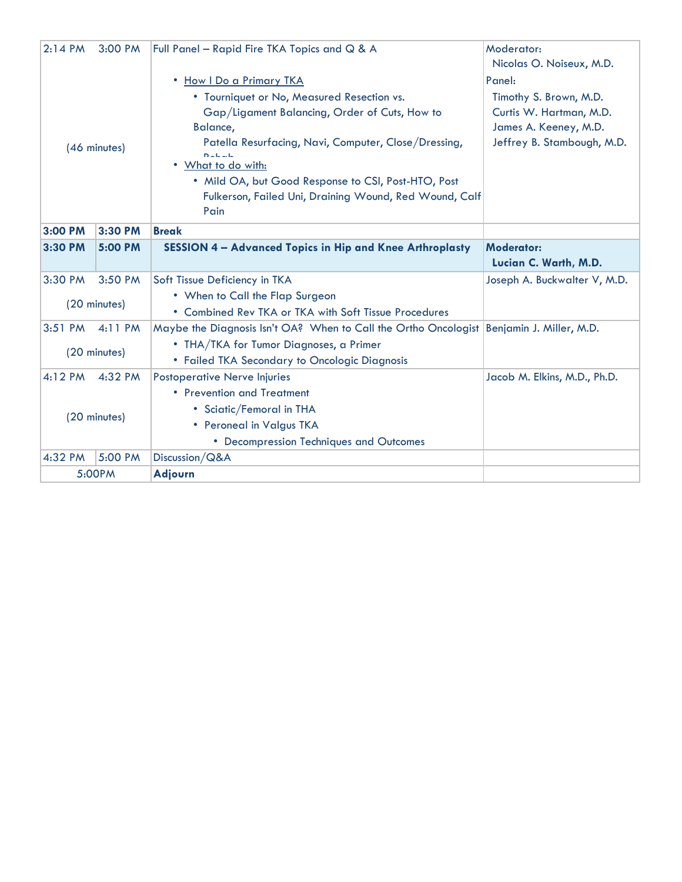| | | | |
|---|---|---|---|
| 2:14 PM | 3:00 PM | Full Panel – Rapid Fire TKA Topics and Q & A<br><br>• How I Do a Primary TKA<br>  • Tourniquet or No, Measured Resection vs. Gap/Ligament Balancing, Order of Cuts, How to Balance, Patella Resurfacing, Navi, Computer, Close/Dressing, Rehab<br>• What to do with:<br>  • Mild OA, but Good Response to CSI, Post-HTO, Post Fulkerson, Failed Uni, Draining Wound, Red Wound, Calf Pain | Moderator:<br>Nicolas O. Noiseux, M.D.<br>Panel:<br>Timothy S. Brown, M.D.<br>Curtis W. Hartman, M.D.<br>James A. Keeney, M.D.<br>Jeffrey B. Stambough, M.D. |
| (46 minutes) | | | |
| **3:00 PM** | **3:30 PM** | **Break** | |
| **3:30 PM** | **5:00 PM** | **SESSION 4 – Advanced Topics in Hip and Knee Arthroplasty** | **Moderator:**<br>**Lucian C. Warth, M.D.** |
| 3:30 PM | 3:50 PM | Soft Tissue Deficiency in TKA<br>• When to Call the Flap Surgeon<br>• Combined Rev TKA or TKA with Soft Tissue Procedures | Joseph A. Buckwalter V, M.D. |
| (20 minutes) | | | |
| 3:51 PM | 4:11 PM | Maybe the Diagnosis Isn't OA? When to Call the Ortho Oncologist<br>• THA/TKA for Tumor Diagnoses, a Primer<br>• Failed TKA Secondary to Oncologic Diagnosis | Benjamin J. Miller, M.D. |
| (20 minutes) | | | |
| 4:12 PM | 4:32 PM | Postoperative Nerve Injuries<br>• Prevention and Treatment<br>  • Sciatic/Femoral in THA<br>  • Peroneal in Valgus TKA<br>    • Decompression Techniques and Outcomes | Jacob M. Elkins, M.D., Ph.D. |
| (20 minutes) | | | |
| 4:32 PM | 5:00 PM | Discussion/Q&A | |
| 5:00PM | | **Adjourn** | |